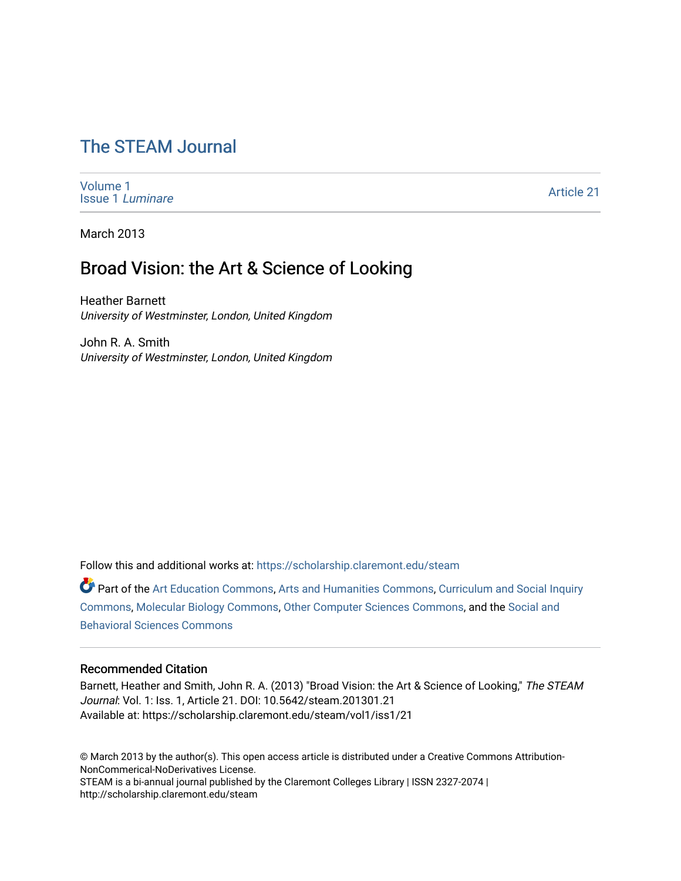# The STEAM Journal

Volume 1
Issue 1 *Luminare*

Article 21

March 2013

## Broad Vision: the Art & Science of Looking

Heather Barnett
*University of Westminster, London, United Kingdom*

John R. A. Smith
*University of Westminster, London, United Kingdom*

Follow this and additional works at: https://scholarship.claremont.edu/steam

Part of the Art Education Commons, Arts and Humanities Commons, Curriculum and Social Inquiry Commons, Molecular Biology Commons, Other Computer Sciences Commons, and the Social and Behavioral Sciences Commons

### Recommended Citation

Barnett, Heather and Smith, John R. A. (2013) "Broad Vision: the Art & Science of Looking," *The STEAM Journal*: Vol. 1: Iss. 1, Article 21. DOI: 10.5642/steam.201301.21
Available at: https://scholarship.claremont.edu/steam/vol1/iss1/21

© March 2013 by the author(s). This open access article is distributed under a Creative Commons Attribution-NonCommerical-NoDerivatives License.
STEAM is a bi-annual journal published by the Claremont Colleges Library | ISSN 2327-2074 | http://scholarship.claremont.edu/steam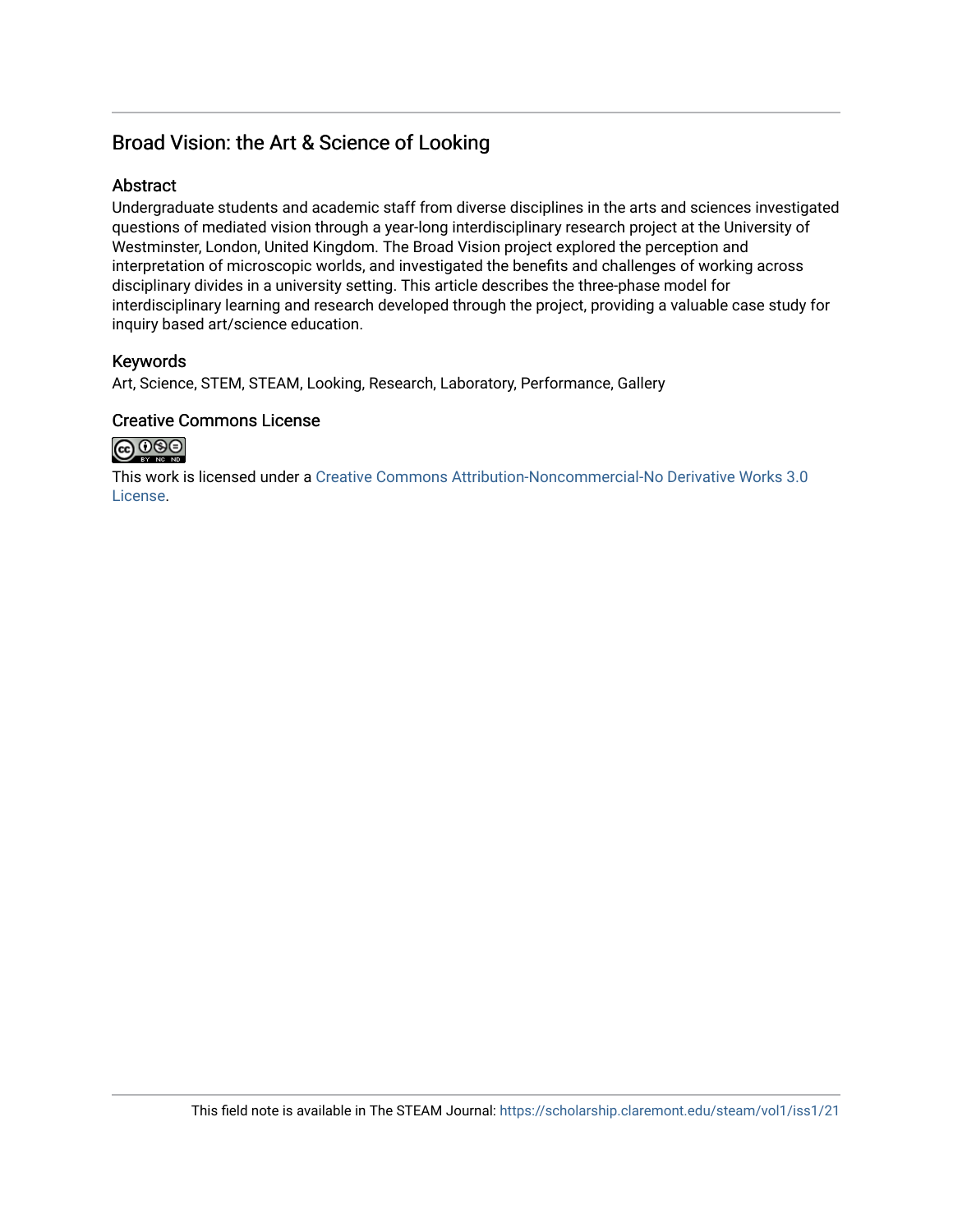## Broad Vision: the Art & Science of Looking

### Abstract

Undergraduate students and academic staff from diverse disciplines in the arts and sciences investigated questions of mediated vision through a year-long interdisciplinary research project at the University of Westminster, London, United Kingdom. The Broad Vision project explored the perception and interpretation of microscopic worlds, and investigated the benefits and challenges of working across disciplinary divides in a university setting. This article describes the three-phase model for interdisciplinary learning and research developed through the project, providing a valuable case study for inquiry based art/science education.

### Keywords

Art, Science, STEM, STEAM, Looking, Research, Laboratory, Performance, Gallery

### Creative Commons License

This work is licensed under a Creative Commons Attribution-Noncommercial-No Derivative Works 3.0 License.

This field note is available in The STEAM Journal: https://scholarship.claremont.edu/steam/vol1/iss1/21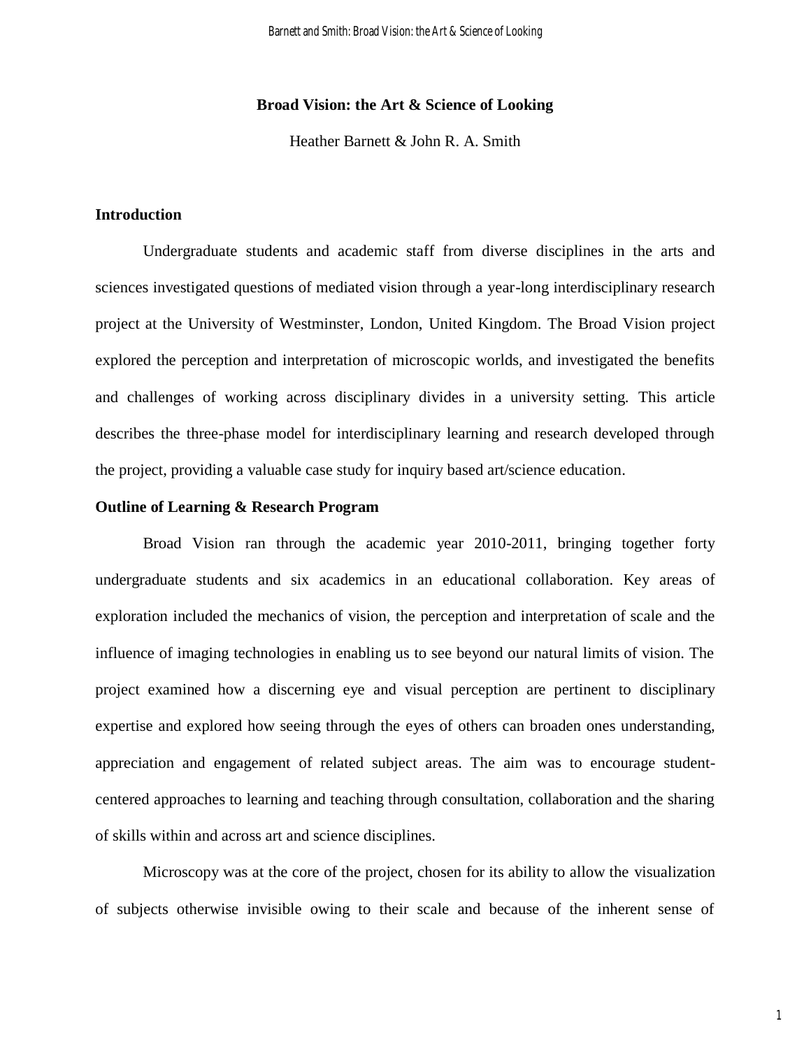**Broad Vision: the Art & Science of Looking**

Heather Barnett & John R. A. Smith

## Introduction

Undergraduate students and academic staff from diverse disciplines in the arts and sciences investigated questions of mediated vision through a year-long interdisciplinary research project at the University of Westminster, London, United Kingdom. The Broad Vision project explored the perception and interpretation of microscopic worlds, and investigated the benefits and challenges of working across disciplinary divides in a university setting. This article describes the three-phase model for interdisciplinary learning and research developed through the project, providing a valuable case study for inquiry based art/science education.

## Outline of Learning & Research Program

Broad Vision ran through the academic year 2010-2011, bringing together forty undergraduate students and six academics in an educational collaboration. Key areas of exploration included the mechanics of vision, the perception and interpretation of scale and the influence of imaging technologies in enabling us to see beyond our natural limits of vision. The project examined how a discerning eye and visual perception are pertinent to disciplinary expertise and explored how seeing through the eyes of others can broaden ones understanding, appreciation and engagement of related subject areas. The aim was to encourage student-centered approaches to learning and teaching through consultation, collaboration and the sharing of skills within and across art and science disciplines.

Microscopy was at the core of the project, chosen for its ability to allow the visualization of subjects otherwise invisible owing to their scale and because of the inherent sense of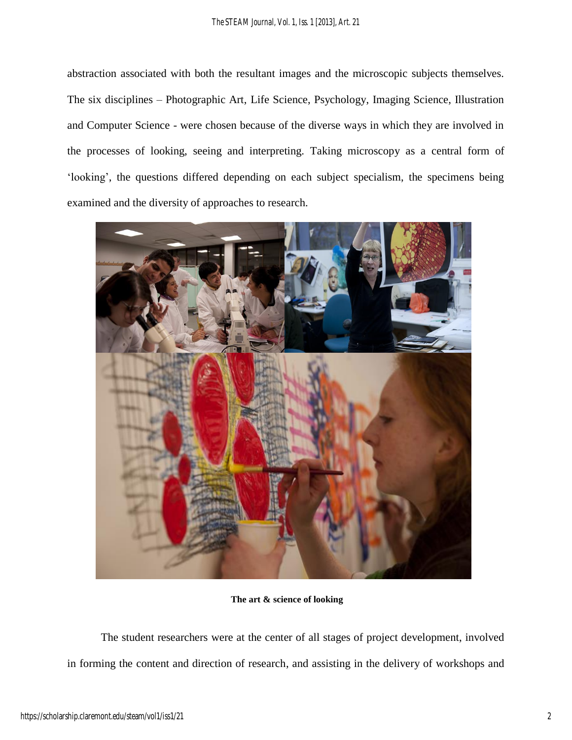abstraction associated with both the resultant images and the microscopic subjects themselves. The six disciplines – Photographic Art, Life Science, Psychology, Imaging Science, Illustration and Computer Science - were chosen because of the diverse ways in which they are involved in the processes of looking, seeing and interpreting. Taking microscopy as a central form of 'looking', the questions differed depending on each subject specialism, the specimens being examined and the diversity of approaches to research.

**The art & science of looking**

The student researchers were at the center of all stages of project development, involved in forming the content and direction of research, and assisting in the delivery of workshops and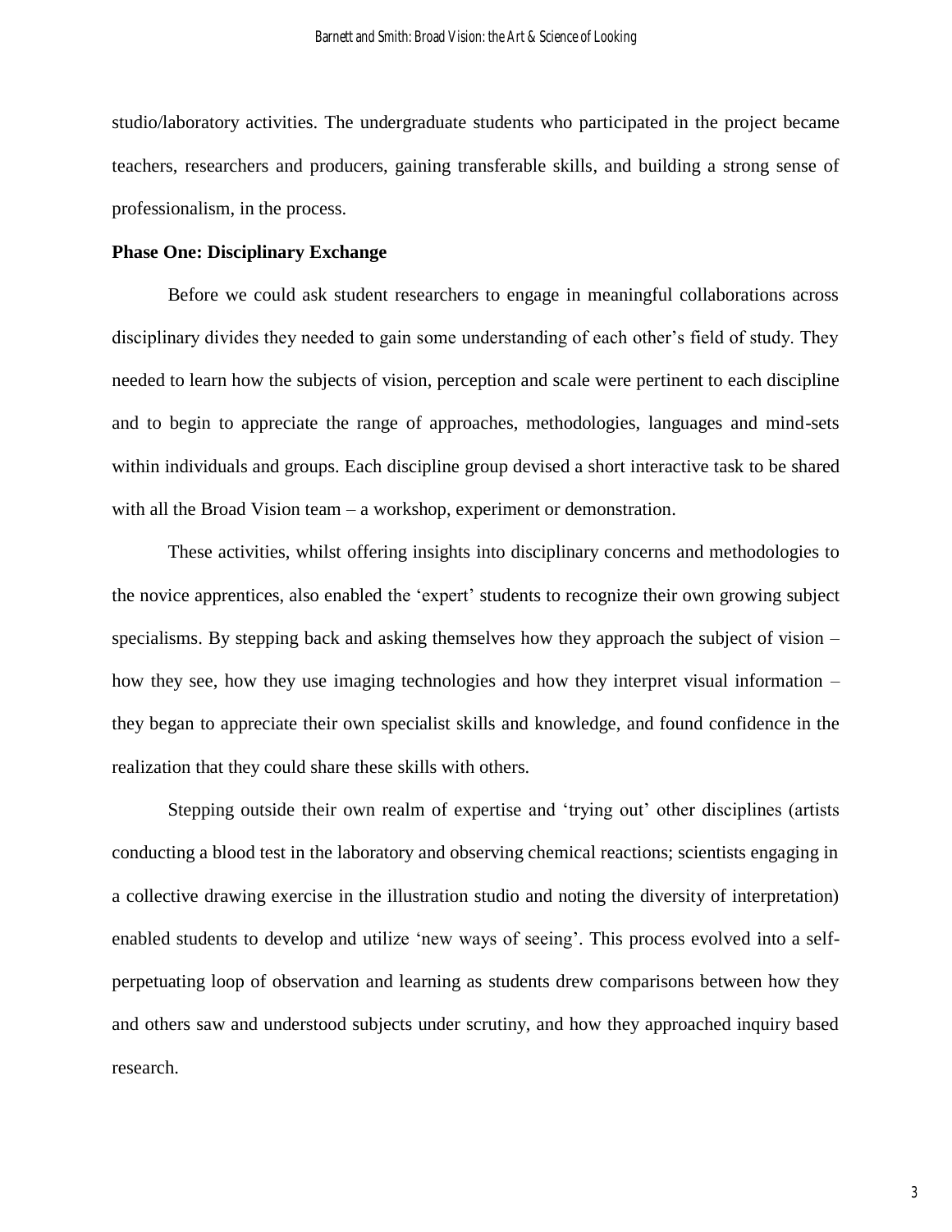studio/laboratory activities. The undergraduate students who participated in the project became teachers, researchers and producers, gaining transferable skills, and building a strong sense of professionalism, in the process.

**Phase One: Disciplinary Exchange**

Before we could ask student researchers to engage in meaningful collaborations across disciplinary divides they needed to gain some understanding of each other's field of study. They needed to learn how the subjects of vision, perception and scale were pertinent to each discipline and to begin to appreciate the range of approaches, methodologies, languages and mind-sets within individuals and groups. Each discipline group devised a short interactive task to be shared with all the Broad Vision team – a workshop, experiment or demonstration.

These activities, whilst offering insights into disciplinary concerns and methodologies to the novice apprentices, also enabled the 'expert' students to recognize their own growing subject specialisms. By stepping back and asking themselves how they approach the subject of vision – how they see, how they use imaging technologies and how they interpret visual information – they began to appreciate their own specialist skills and knowledge, and found confidence in the realization that they could share these skills with others.

Stepping outside their own realm of expertise and 'trying out' other disciplines (artists conducting a blood test in the laboratory and observing chemical reactions; scientists engaging in a collective drawing exercise in the illustration studio and noting the diversity of interpretation) enabled students to develop and utilize 'new ways of seeing'. This process evolved into a self-perpetuating loop of observation and learning as students drew comparisons between how they and others saw and understood subjects under scrutiny, and how they approached inquiry based research.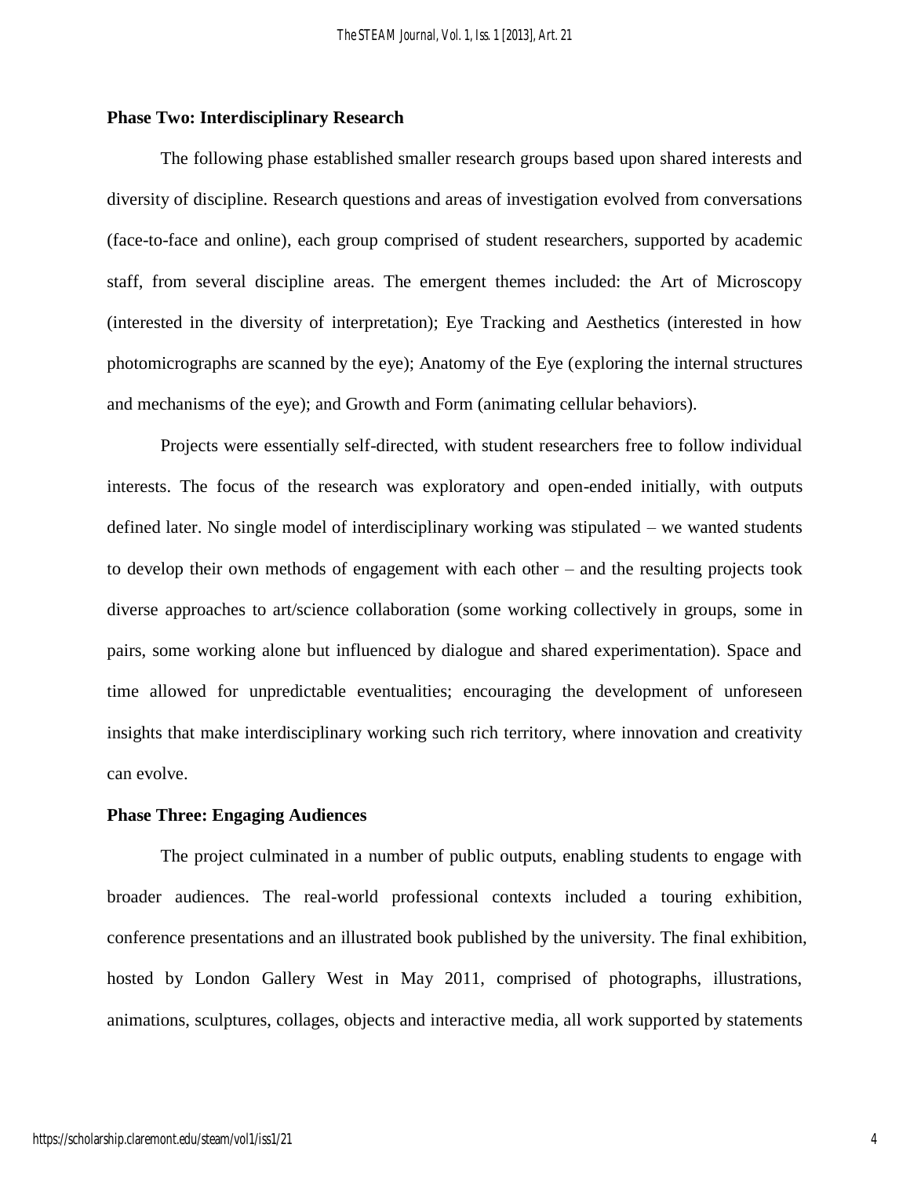**Phase Two: Interdisciplinary Research**

The following phase established smaller research groups based upon shared interests and diversity of discipline. Research questions and areas of investigation evolved from conversations (face-to-face and online), each group comprised of student researchers, supported by academic staff, from several discipline areas. The emergent themes included: the Art of Microscopy (interested in the diversity of interpretation); Eye Tracking and Aesthetics (interested in how photomicrographs are scanned by the eye); Anatomy of the Eye (exploring the internal structures and mechanisms of the eye); and Growth and Form (animating cellular behaviors).

Projects were essentially self-directed, with student researchers free to follow individual interests. The focus of the research was exploratory and open-ended initially, with outputs defined later. No single model of interdisciplinary working was stipulated – we wanted students to develop their own methods of engagement with each other – and the resulting projects took diverse approaches to art/science collaboration (some working collectively in groups, some in pairs, some working alone but influenced by dialogue and shared experimentation). Space and time allowed for unpredictable eventualities; encouraging the development of unforeseen insights that make interdisciplinary working such rich territory, where innovation and creativity can evolve.

**Phase Three: Engaging Audiences**

The project culminated in a number of public outputs, enabling students to engage with broader audiences. The real-world professional contexts included a touring exhibition, conference presentations and an illustrated book published by the university. The final exhibition, hosted by London Gallery West in May 2011, comprised of photographs, illustrations, animations, sculptures, collages, objects and interactive media, all work supported by statements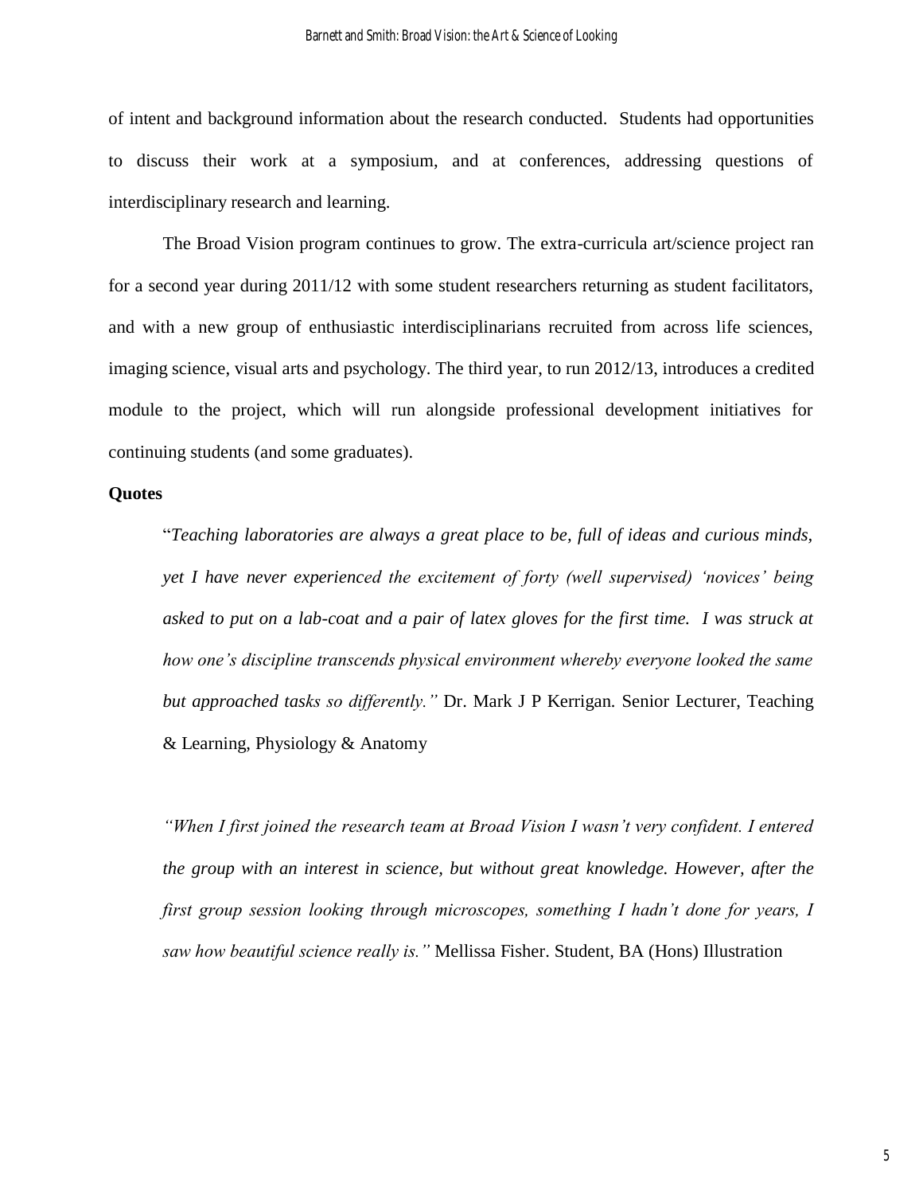of intent and background information about the research conducted. Students had opportunities to discuss their work at a symposium, and at conferences, addressing questions of interdisciplinary research and learning.

The Broad Vision program continues to grow. The extra-curricula art/science project ran for a second year during 2011/12 with some student researchers returning as student facilitators, and with a new group of enthusiastic interdisciplinarians recruited from across life sciences, imaging science, visual arts and psychology. The third year, to run 2012/13, introduces a credited module to the project, which will run alongside professional development initiatives for continuing students (and some graduates).

**Quotes**

> "*Teaching laboratories are always a great place to be, full of ideas and curious minds, yet I have never experienced the excitement of forty (well supervised) 'novices' being asked to put on a lab-coat and a pair of latex gloves for the first time. I was struck at how one's discipline transcends physical environment whereby everyone looked the same but approached tasks so differently."* Dr. Mark J P Kerrigan. Senior Lecturer, Teaching & Learning, Physiology & Anatomy

> *"When I first joined the research team at Broad Vision I wasn't very confident. I entered the group with an interest in science, but without great knowledge. However, after the first group session looking through microscopes, something I hadn't done for years, I saw how beautiful science really is."* Mellissa Fisher. Student, BA (Hons) Illustration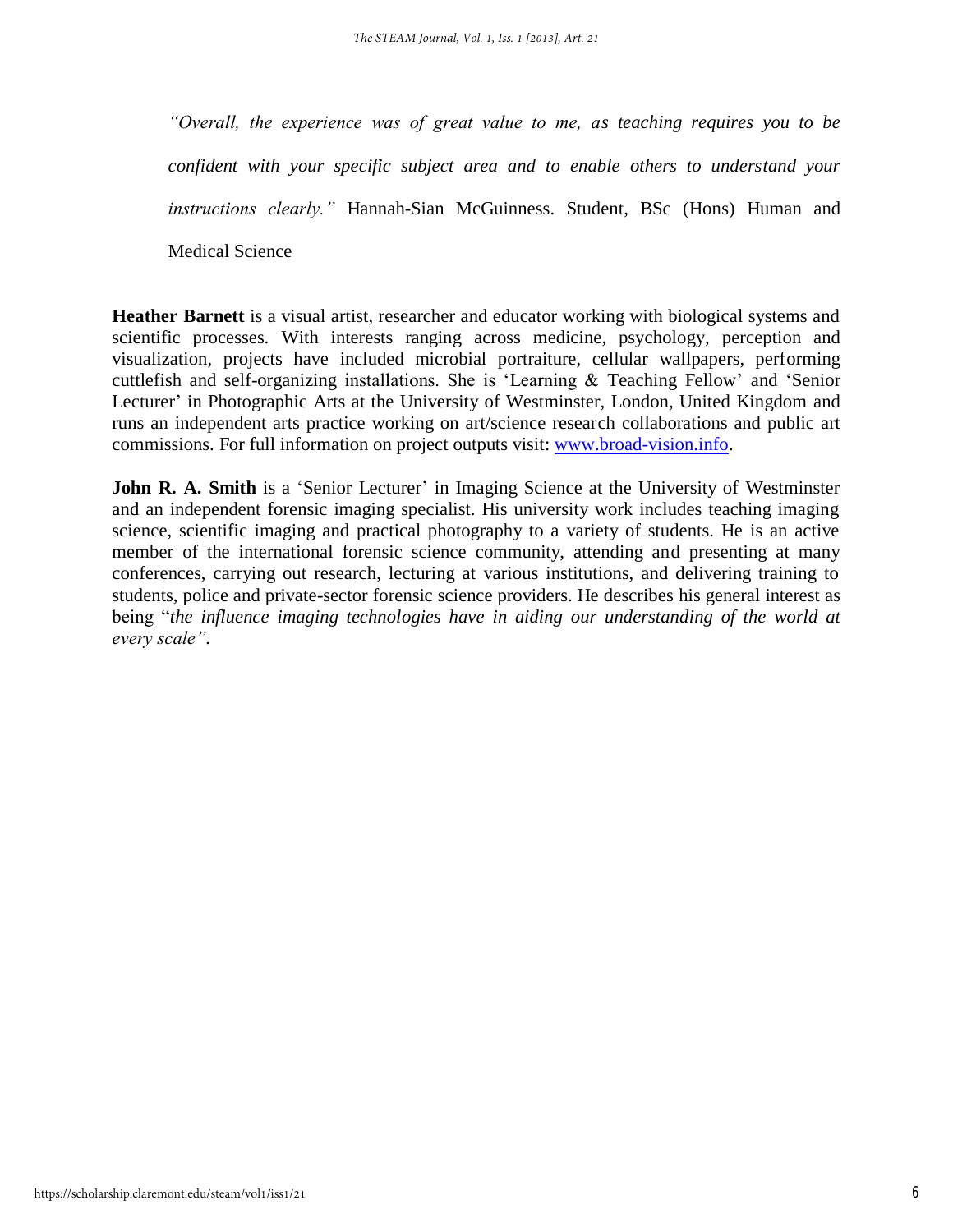*"Overall, the experience was of great value to me, as teaching requires you to be confident with your specific subject area and to enable others to understand your instructions clearly."* Hannah-Sian McGuinness. Student, BSc (Hons) Human and Medical Science

**Heather Barnett** is a visual artist, researcher and educator working with biological systems and scientific processes. With interests ranging across medicine, psychology, perception and visualization, projects have included microbial portraiture, cellular wallpapers, performing cuttlefish and self-organizing installations. She is 'Learning & Teaching Fellow' and 'Senior Lecturer' in Photographic Arts at the University of Westminster, London, United Kingdom and runs an independent arts practice working on art/science research collaborations and public art commissions. For full information on project outputs visit: [www.broad-vision.info](http://www.broad-vision.info).

**John R. A. Smith** is a 'Senior Lecturer' in Imaging Science at the University of Westminster and an independent forensic imaging specialist. His university work includes teaching imaging science, scientific imaging and practical photography to a variety of students. He is an active member of the international forensic science community, attending and presenting at many conferences, carrying out research, lecturing at various institutions, and delivering training to students, police and private-sector forensic science providers. He describes his general interest as being "*the influence imaging technologies have in aiding our understanding of the world at every scale"*.